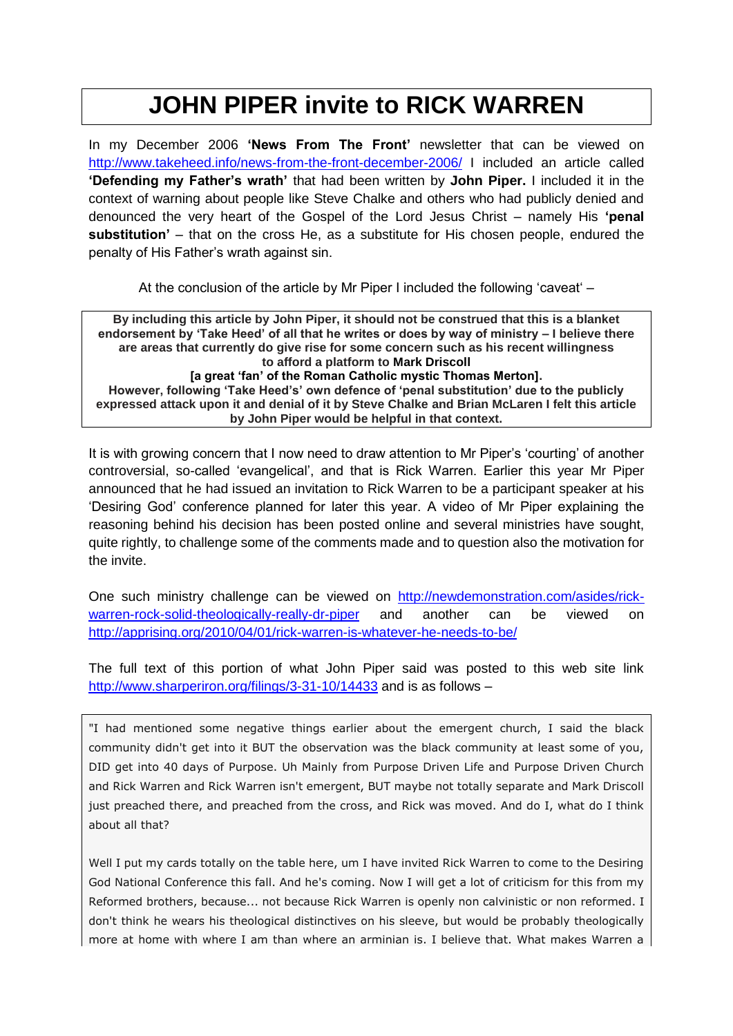# JOHN PIPER invite to RICK WARREN

In my December 2006 **'News From The Front'** newsletter that can be viewed on http://www.takeheed.info/news-from-the-front-december-2006/ I included an article called **'Defending my Father's wrath'** that had been written by **John Piper.** I included it in the context of warning about people like Steve Chalke and others who had publicly denied and denounced the very heart of the Gospel of the Lord Jesus Christ – namely His **'penal substitution'** – that on the cross He, as a substitute for His chosen people, endured the penalty of His Father's wrath against sin.

At the conclusion of the article by Mr Piper I included the following 'caveat' –

> **By including this article by John Piper, it should not be construed that this is a blanket endorsement by 'Take Heed' of all that he writes or does by way of ministry – I believe there are areas that currently do give rise for some concern such as his recent willingness to afford a platform to Mark Driscoll**
> **[a great 'fan' of the Roman Catholic mystic Thomas Merton].**
> **However, following 'Take Heed's' own defence of 'penal substitution' due to the publicly expressed attack upon it and denial of it by Steve Chalke and Brian McLaren I felt this article by John Piper would be helpful in that context.**

It is with growing concern that I now need to draw attention to Mr Piper's 'courting' of another controversial, so-called 'evangelical', and that is Rick Warren. Earlier this year Mr Piper announced that he had issued an invitation to Rick Warren to be a participant speaker at his 'Desiring God' conference planned for later this year. A video of Mr Piper explaining the reasoning behind his decision has been posted online and several ministries have sought, quite rightly, to challenge some of the comments made and to question also the motivation for the invite.

One such ministry challenge can be viewed on http://newdemonstration.com/asides/rick-warren-rock-solid-theologically-really-dr-piper and another can be viewed on http://apprising.org/2010/04/01/rick-warren-is-whatever-he-needs-to-be/

The full text of this portion of what John Piper said was posted to this web site link http://www.sharperiron.org/filings/3-31-10/14433 and is as follows –

> "I had mentioned some negative things earlier about the emergent church, I said the black community didn't get into it BUT the observation was the black community at least some of you, DID get into 40 days of Purpose. Uh Mainly from Purpose Driven Life and Purpose Driven Church and Rick Warren and Rick Warren isn't emergent, BUT maybe not totally separate and Mark Driscoll just preached there, and preached from the cross, and Rick was moved. And do I, what do I think about all that?
>
> Well I put my cards totally on the table here, um I have invited Rick Warren to come to the Desiring God National Conference this fall. And he's coming. Now I will get a lot of criticism for this from my Reformed brothers, because... not because Rick Warren is openly non calvinistic or non reformed. I don't think he wears his theological distinctives on his sleeve, but would be probably theologically more at home with where I am than where an arminian is. I believe that. What makes Warren a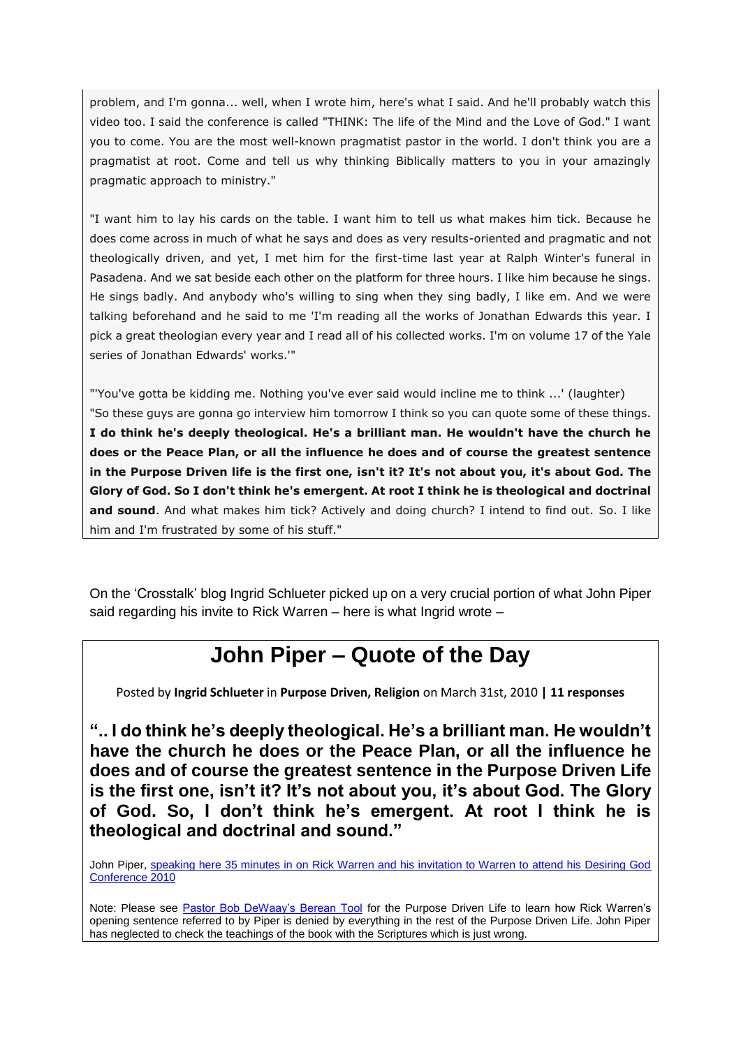problem, and I'm gonna... well, when I wrote him, here's what I said. And he'll probably watch this video too. I said the conference is called "THINK: The life of the Mind and the Love of God." I want you to come. You are the most well-known pragmatist pastor in the world. I don't think you are a pragmatist at root. Come and tell us why thinking Biblically matters to you in your amazingly pragmatic approach to ministry."

"I want him to lay his cards on the table. I want him to tell us what makes him tick. Because he does come across in much of what he says and does as very results-oriented and pragmatic and not theologically driven, and yet, I met him for the first-time last year at Ralph Winter's funeral in Pasadena. And we sat beside each other on the platform for three hours. I like him because he sings. He sings badly. And anybody who's willing to sing when they sing badly, I like em. And we were talking beforehand and he said to me 'I'm reading all the works of Jonathan Edwards this year. I pick a great theologian every year and I read all of his collected works. I'm on volume 17 of the Yale series of Jonathan Edwards' works.'"

"'You've gotta be kidding me. Nothing you've ever said would incline me to think ...' (laughter) "So these guys are gonna go interview him tomorrow I think so you can quote some of these things. **I do think he's deeply theological. He's a brilliant man. He wouldn't have the church he does or the Peace Plan, or all the influence he does and of course the greatest sentence in the Purpose Driven life is the first one, isn't it? It's not about you, it's about God. The Glory of God. So I don't think he's emergent. At root I think he is theological and doctrinal and sound**. And what makes him tick? Actively and doing church? I intend to find out. So. I like him and I'm frustrated by some of his stuff."

On the 'Crosstalk' blog Ingrid Schlueter picked up on a very crucial portion of what John Piper said regarding his invite to Rick Warren – here is what Ingrid wrote –

# John Piper – Quote of the Day

Posted by **Ingrid Schlueter** in **Purpose Driven, Religion** on March 31st, 2010 **| 11 responses**

**".. I do think he's deeply theological. He's a brilliant man. He wouldn't have the church he does or the Peace Plan, or all the influence he does and of course the greatest sentence in the Purpose Driven Life is the first one, isn't it? It's not about you, it's about God. The Glory of God. So, I don't think he's emergent. At root I think he is theological and doctrinal and sound."**

John Piper, speaking here 35 minutes in on Rick Warren and his invitation to Warren to attend his Desiring God Conference 2010

Note: Please see Pastor Bob DeWaay's Berean Tool for the Purpose Driven Life to learn how Rick Warren's opening sentence referred to by Piper is denied by everything in the rest of the Purpose Driven Life. John Piper has neglected to check the teachings of the book with the Scriptures which is just wrong.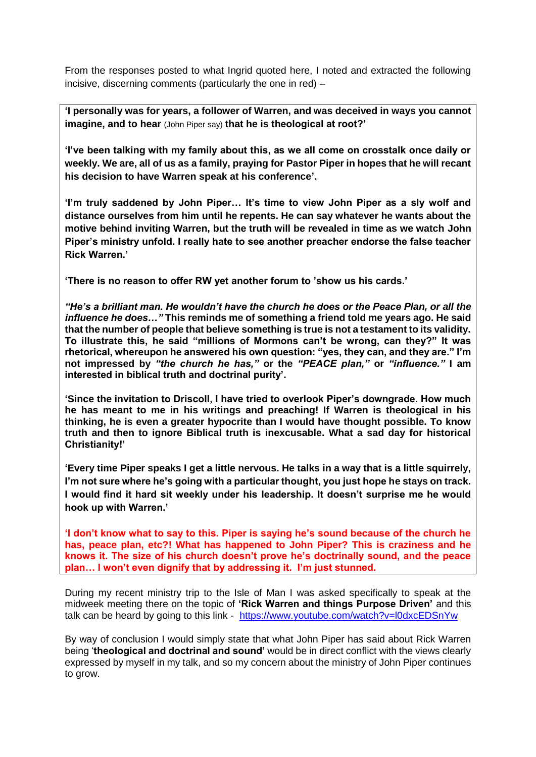From the responses posted to what Ingrid quoted here, I noted and extracted the following incisive, discerning comments (particularly the one in red) –

**'I personally was for years, a follower of Warren, and was deceived in ways you cannot imagine, and to hear** (John Piper say) **that he is theological at root?'**

**'I've been talking with my family about this, as we all come on crosstalk once daily or weekly. We are, all of us as a family, praying for Pastor Piper in hopes that he will recant his decision to have Warren speak at his conference'.**

**'I'm truly saddened by John Piper… It's time to view John Piper as a sly wolf and distance ourselves from him until he repents. He can say whatever he wants about the motive behind inviting Warren, but the truth will be revealed in time as we watch John Piper's ministry unfold. I really hate to see another preacher endorse the false teacher Rick Warren.'**

**'There is no reason to offer RW yet another forum to 'show us his cards.'**

***"He's a brilliant man. He wouldn't have the church he does or the Peace Plan, or all the influence he does…"*** **This reminds me of something a friend told me years ago. He said that the number of people that believe something is true is not a testament to its validity. To illustrate this, he said "millions of Mormons can't be wrong, can they?" It was rhetorical, whereupon he answered his own question: "yes, they can, and they are." I'm not impressed by *"the church he has,"* or the *"PEACE plan,"* or *"influence."* I am interested in biblical truth and doctrinal purity'.**

**'Since the invitation to Driscoll, I have tried to overlook Piper's downgrade. How much he has meant to me in his writings and preaching! If Warren is theological in his thinking, he is even a greater hypocrite than I would have thought possible. To know truth and then to ignore Biblical truth is inexcusable. What a sad day for historical Christianity!'**

**'Every time Piper speaks I get a little nervous. He talks in a way that is a little squirrely, I'm not sure where he's going with a particular thought, you just hope he stays on track. I would find it hard sit weekly under his leadership. It doesn't surprise me he would hook up with Warren.'**

**'I don't know what to say to this. Piper is saying he's sound because of the church he has, peace plan, etc?! What has happened to John Piper? This is craziness and he knows it. The size of his church doesn't prove he's doctrinally sound, and the peace plan… I won't even dignify that by addressing it. I'm just stunned.**

During my recent ministry trip to the Isle of Man I was asked specifically to speak at the midweek meeting there on the topic of **'Rick Warren and things Purpose Driven'** and this talk can be heard by going to this link - https://www.youtube.com/watch?v=l0dxcEDSnYw

By way of conclusion I would simply state that what John Piper has said about Rick Warren being '**theological and doctrinal and sound'** would be in direct conflict with the views clearly expressed by myself in my talk, and so my concern about the ministry of John Piper continues to grow.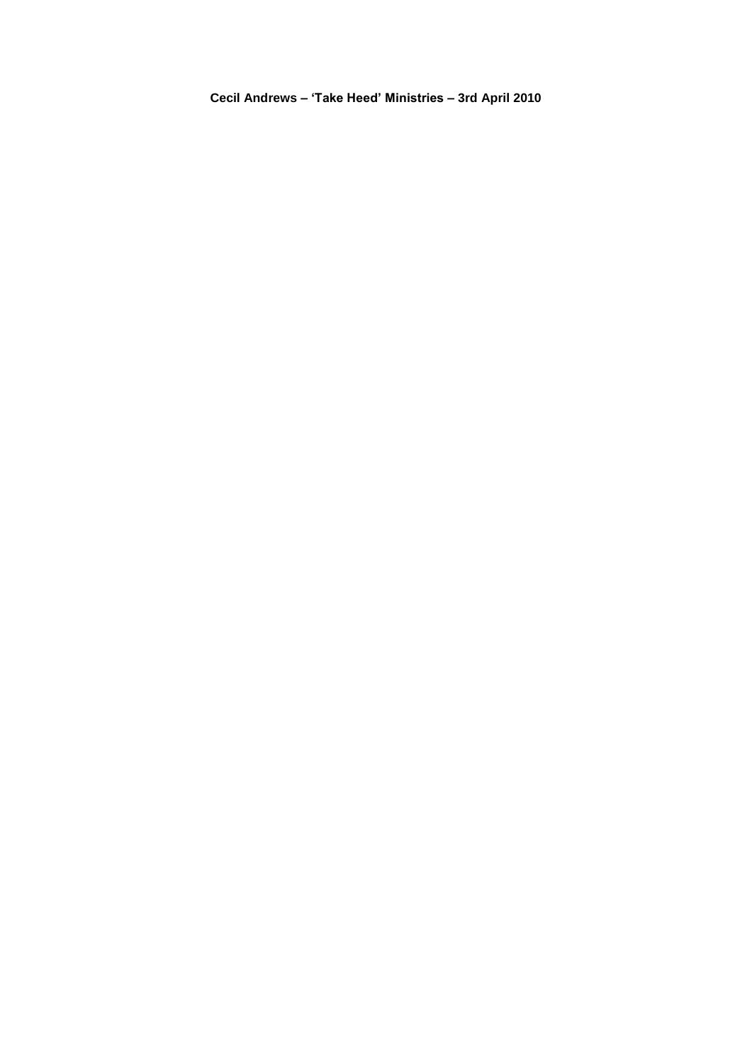**Cecil Andrews – 'Take Heed' Ministries – 3rd April 2010**